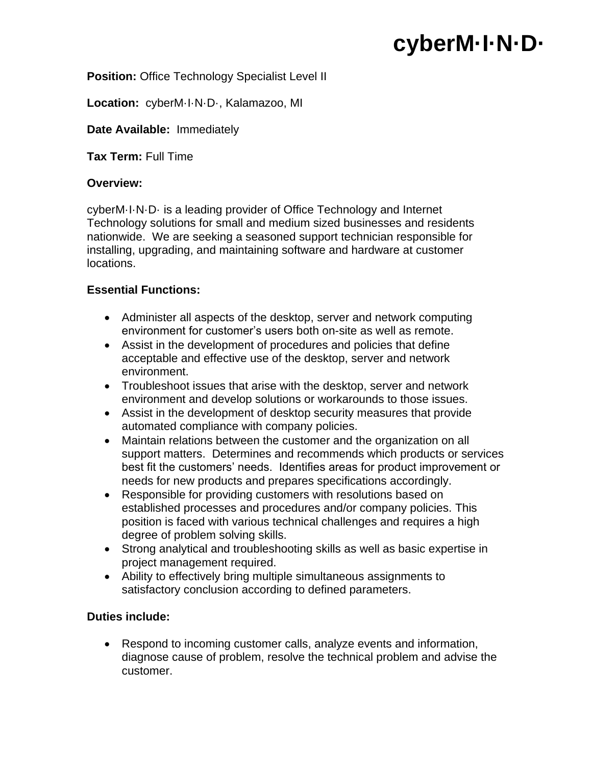# cyberM·I·N·D·

**Position:** Office Technology Specialist Level II

**Location:** cyberM·I·N·D·, Kalamazoo, MI

**Date Available:** Immediately

**Tax Term:** Full Time

**Overview:**

cyberM·I·N·D· is a leading provider of Office Technology and Internet Technology solutions for small and medium sized businesses and residents nationwide. We are seeking a seasoned support technician responsible for installing, upgrading, and maintaining software and hardware at customer locations.

**Essential Functions:**

- Administer all aspects of the desktop, server and network computing environment for customer's users both on-site as well as remote.
- Assist in the development of procedures and policies that define acceptable and effective use of the desktop, server and network environment.
- Troubleshoot issues that arise with the desktop, server and network environment and develop solutions or workarounds to those issues.
- Assist in the development of desktop security measures that provide automated compliance with company policies.
- Maintain relations between the customer and the organization on all support matters. Determines and recommends which products or services best fit the customers' needs. Identifies areas for product improvement or needs for new products and prepares specifications accordingly.
- Responsible for providing customers with resolutions based on established processes and procedures and/or company policies. This position is faced with various technical challenges and requires a high degree of problem solving skills.
- Strong analytical and troubleshooting skills as well as basic expertise in project management required.
- Ability to effectively bring multiple simultaneous assignments to satisfactory conclusion according to defined parameters.

**Duties include:**

- Respond to incoming customer calls, analyze events and information, diagnose cause of problem, resolve the technical problem and advise the customer.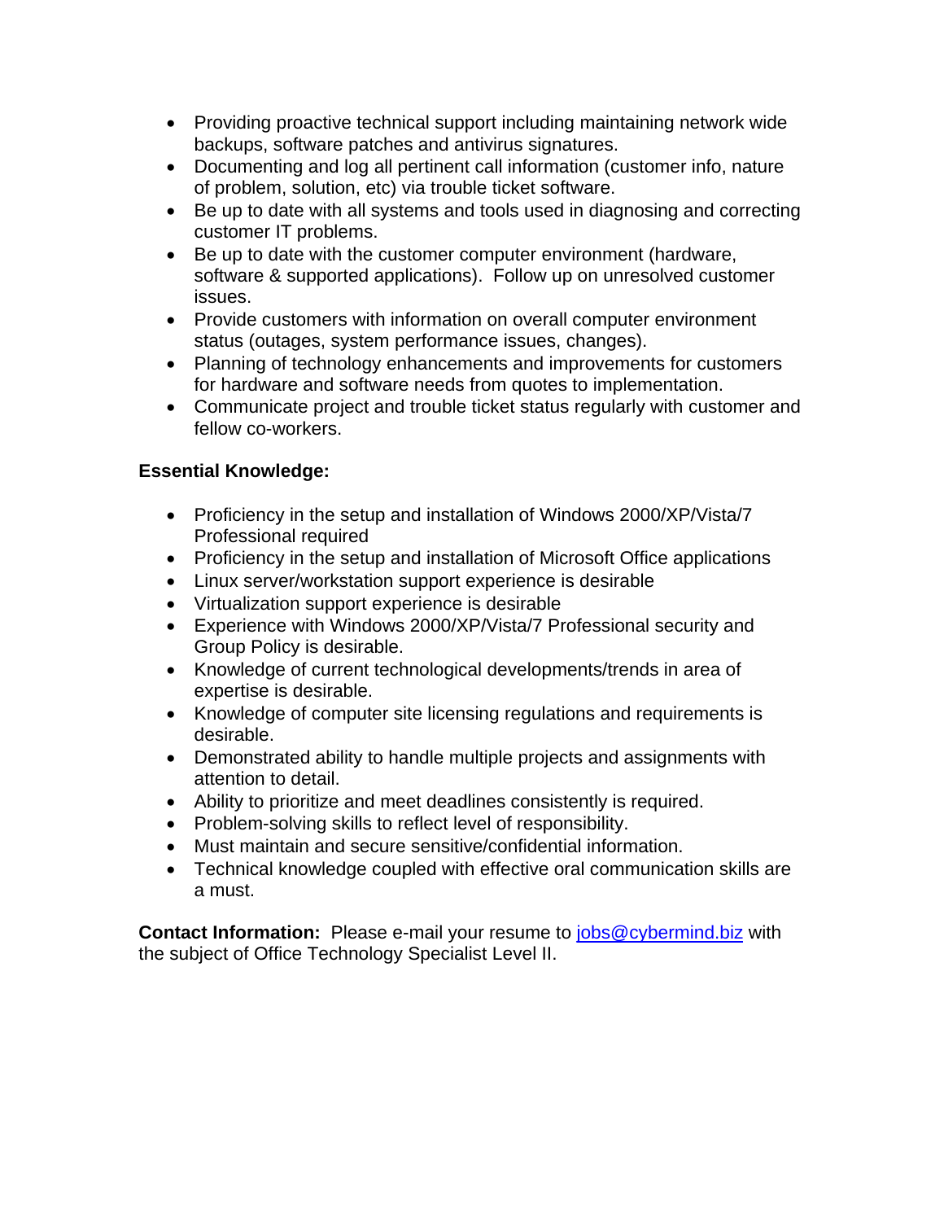- Providing proactive technical support including maintaining network wide backups, software patches and antivirus signatures.
- Documenting and log all pertinent call information (customer info, nature of problem, solution, etc) via trouble ticket software.
- Be up to date with all systems and tools used in diagnosing and correcting customer IT problems.
- Be up to date with the customer computer environment (hardware, software & supported applications). Follow up on unresolved customer issues.
- Provide customers with information on overall computer environment status (outages, system performance issues, changes).
- Planning of technology enhancements and improvements for customers for hardware and software needs from quotes to implementation.
- Communicate project and trouble ticket status regularly with customer and fellow co-workers.

**Essential Knowledge:**

- Proficiency in the setup and installation of Windows 2000/XP/Vista/7 Professional required
- Proficiency in the setup and installation of Microsoft Office applications
- Linux server/workstation support experience is desirable
- Virtualization support experience is desirable
- Experience with Windows 2000/XP/Vista/7 Professional security and Group Policy is desirable.
- Knowledge of current technological developments/trends in area of expertise is desirable.
- Knowledge of computer site licensing regulations and requirements is desirable.
- Demonstrated ability to handle multiple projects and assignments with attention to detail.
- Ability to prioritize and meet deadlines consistently is required.
- Problem-solving skills to reflect level of responsibility.
- Must maintain and secure sensitive/confidential information.
- Technical knowledge coupled with effective oral communication skills are a must.

**Contact Information:** Please e-mail your resume to jobs@cybermind.biz with the subject of Office Technology Specialist Level II.